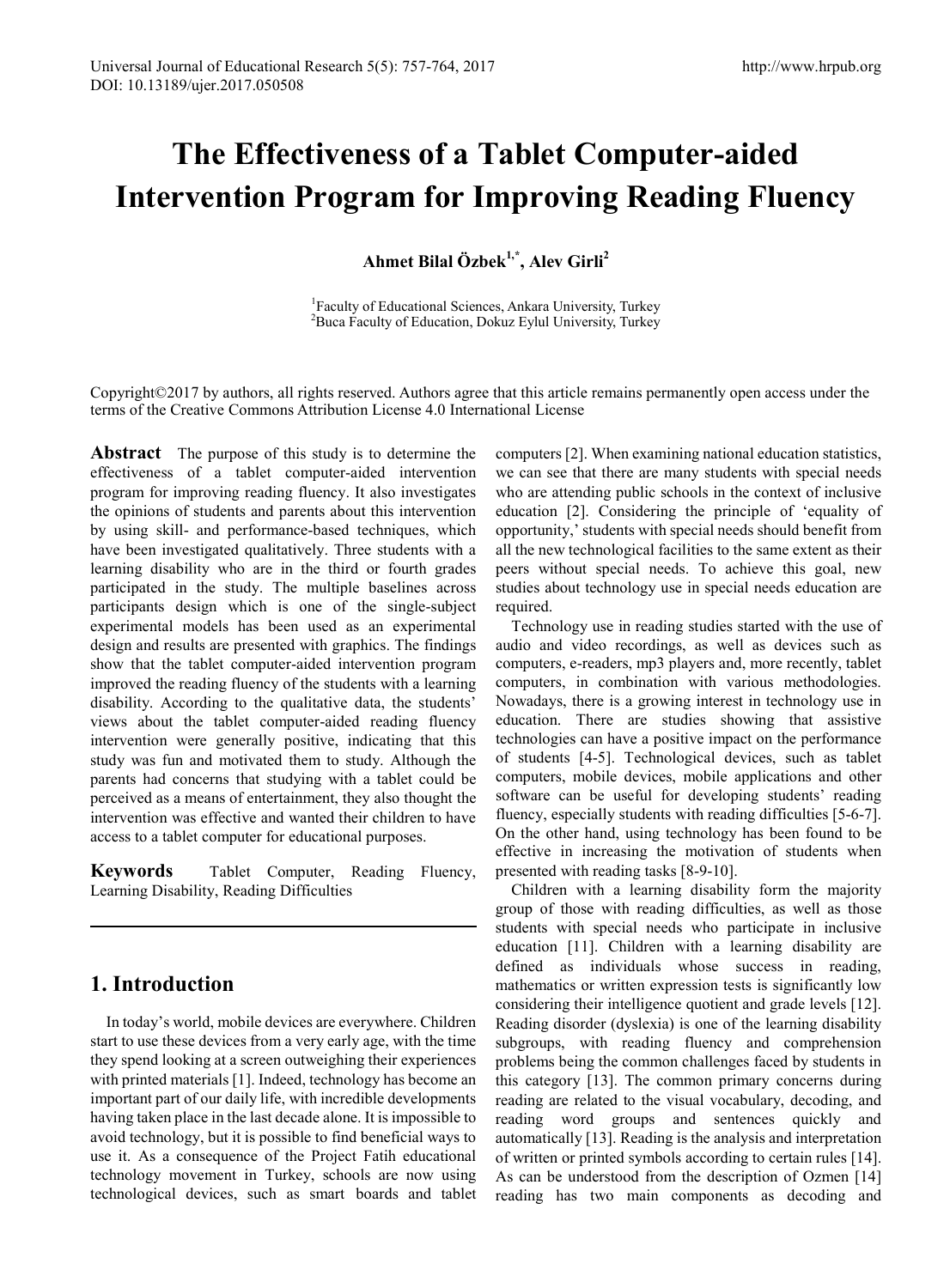# The Effectiveness of a Tablet Computer-aided Intervention Program for Improving Reading Fluency

**Ahmet Bilal Özbek[1,*], Alev Girli[2]**

[1]Faculty of Educational Sciences, Ankara University, Turkey
[2]Buca Faculty of Education, Dokuz Eylul University, Turkey

Copyright©2017 by authors, all rights reserved. Authors agree that this article remains permanently open access under the terms of the Creative Commons Attribution License 4.0 International License

**Abstract** The purpose of this study is to determine the effectiveness of a tablet computer-aided intervention program for improving reading fluency. It also investigates the opinions of students and parents about this intervention by using skill- and performance-based techniques, which have been investigated qualitatively. Three students with a learning disability who are in the third or fourth grades participated in the study. The multiple baselines across participants design which is one of the single-subject experimental models has been used as an experimental design and results are presented with graphics. The findings show that the tablet computer-aided intervention program improved the reading fluency of the students with a learning disability. According to the qualitative data, the students' views about the tablet computer-aided reading fluency intervention were generally positive, indicating that this study was fun and motivated them to study. Although the parents had concerns that studying with a tablet could be perceived as a means of entertainment, they also thought the intervention was effective and wanted their children to have access to a tablet computer for educational purposes.

**Keywords** Tablet Computer, Reading Fluency, Learning Disability, Reading Difficulties

## 1. Introduction

In today's world, mobile devices are everywhere. Children start to use these devices from a very early age, with the time they spend looking at a screen outweighing their experiences with printed materials [1]. Indeed, technology has become an important part of our daily life, with incredible developments having taken place in the last decade alone. It is impossible to avoid technology, but it is possible to find beneficial ways to use it. As a consequence of the Project Fatih educational technology movement in Turkey, schools are now using technological devices, such as smart boards and tablet computers [2]. When examining national education statistics, we can see that there are many students with special needs who are attending public schools in the context of inclusive education [2]. Considering the principle of 'equality of opportunity,' students with special needs should benefit from all the new technological facilities to the same extent as their peers without special needs. To achieve this goal, new studies about technology use in special needs education are required.

Technology use in reading studies started with the use of audio and video recordings, as well as devices such as computers, e-readers, mp3 players and, more recently, tablet computers, in combination with various methodologies. Nowadays, there is a growing interest in technology use in education. There are studies showing that assistive technologies can have a positive impact on the performance of students [4-5]. Technological devices, such as tablet computers, mobile devices, mobile applications and other software can be useful for developing students' reading fluency, especially students with reading difficulties [5-6-7]. On the other hand, using technology has been found to be effective in increasing the motivation of students when presented with reading tasks [8-9-10].

Children with a learning disability form the majority group of those with reading difficulties, as well as those students with special needs who participate in inclusive education [11]. Children with a learning disability are defined as individuals whose success in reading, mathematics or written expression tests is significantly low considering their intelligence quotient and grade levels [12]. Reading disorder (dyslexia) is one of the learning disability subgroups, with reading fluency and comprehension problems being the common challenges faced by students in this category [13]. The common primary concerns during reading are related to the visual vocabulary, decoding, and reading word groups and sentences quickly and automatically [13]. Reading is the analysis and interpretation of written or printed symbols according to certain rules [14]. As can be understood from the description of Ozmen [14] reading has two main components as decoding and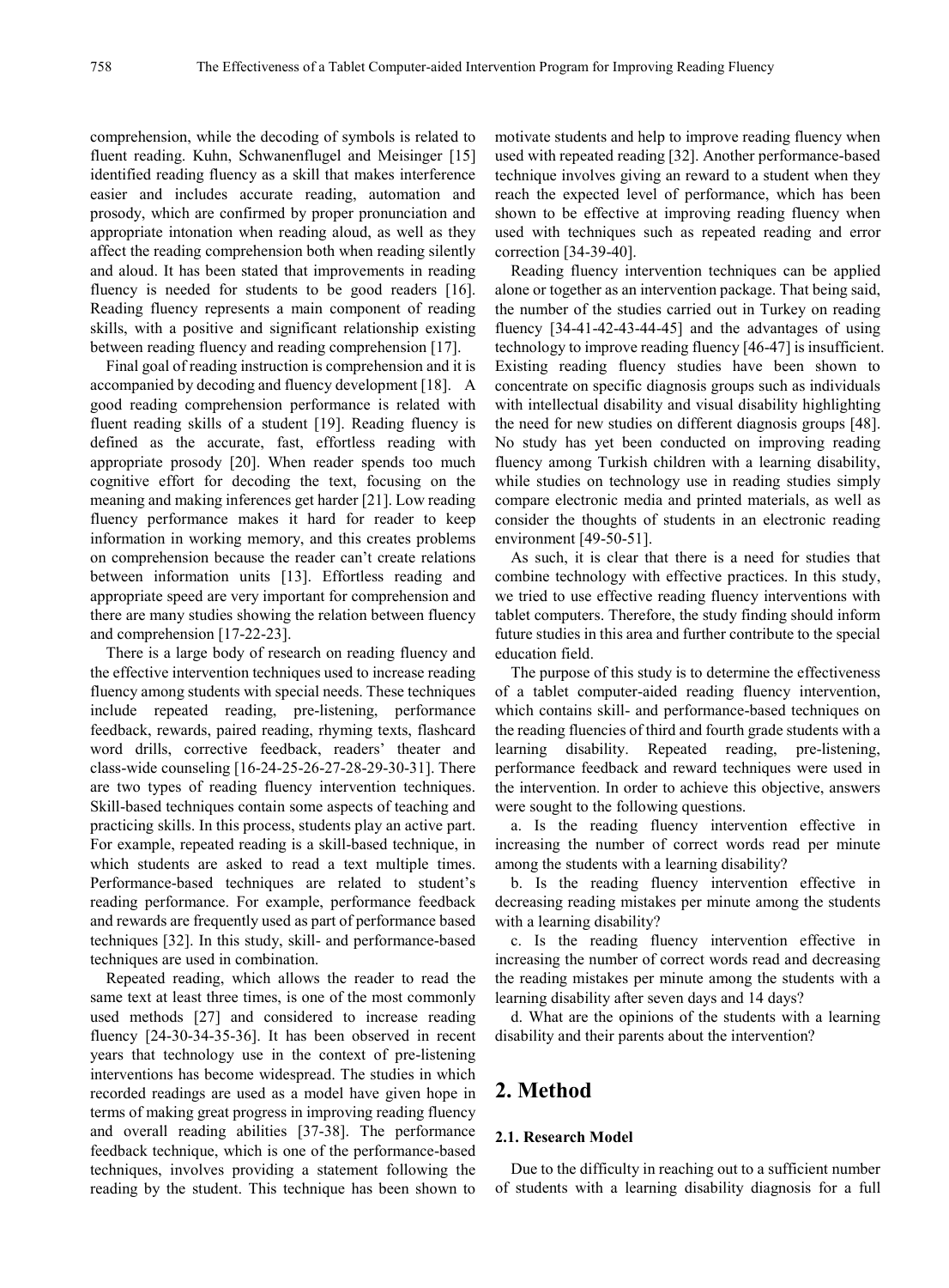comprehension, while the decoding of symbols is related to fluent reading. Kuhn, Schwanenflugel and Meisinger [15] identified reading fluency as a skill that makes interference easier and includes accurate reading, automation and prosody, which are confirmed by proper pronunciation and appropriate intonation when reading aloud, as well as they affect the reading comprehension both when reading silently and aloud. It has been stated that improvements in reading fluency is needed for students to be good readers [16]. Reading fluency represents a main component of reading skills, with a positive and significant relationship existing between reading fluency and reading comprehension [17].

Final goal of reading instruction is comprehension and it is accompanied by decoding and fluency development [18]. A good reading comprehension performance is related with fluent reading skills of a student [19]. Reading fluency is defined as the accurate, fast, effortless reading with appropriate prosody [20]. When reader spends too much cognitive effort for decoding the text, focusing on the meaning and making inferences get harder [21]. Low reading fluency performance makes it hard for reader to keep information in working memory, and this creates problems on comprehension because the reader can't create relations between information units [13]. Effortless reading and appropriate speed are very important for comprehension and there are many studies showing the relation between fluency and comprehension [17-22-23].

There is a large body of research on reading fluency and the effective intervention techniques used to increase reading fluency among students with special needs. These techniques include repeated reading, pre-listening, performance feedback, rewards, paired reading, rhyming texts, flashcard word drills, corrective feedback, readers' theater and class-wide counseling [16-24-25-26-27-28-29-30-31]. There are two types of reading fluency intervention techniques. Skill-based techniques contain some aspects of teaching and practicing skills. In this process, students play an active part. For example, repeated reading is a skill-based technique, in which students are asked to read a text multiple times. Performance-based techniques are related to student's reading performance. For example, performance feedback and rewards are frequently used as part of performance based techniques [32]. In this study, skill- and performance-based techniques are used in combination.

Repeated reading, which allows the reader to read the same text at least three times, is one of the most commonly used methods [27] and considered to increase reading fluency [24-30-34-35-36]. It has been observed in recent years that technology use in the context of pre-listening interventions has become widespread. The studies in which recorded readings are used as a model have given hope in terms of making great progress in improving reading fluency and overall reading abilities [37-38]. The performance feedback technique, which is one of the performance-based techniques, involves providing a statement following the reading by the student. This technique has been shown to motivate students and help to improve reading fluency when used with repeated reading [32]. Another performance-based technique involves giving an reward to a student when they reach the expected level of performance, which has been shown to be effective at improving reading fluency when used with techniques such as repeated reading and error correction [34-39-40].

Reading fluency intervention techniques can be applied alone or together as an intervention package. That being said, the number of the studies carried out in Turkey on reading fluency [34-41-42-43-44-45] and the advantages of using technology to improve reading fluency [46-47] is insufficient. Existing reading fluency studies have been shown to concentrate on specific diagnosis groups such as individuals with intellectual disability and visual disability highlighting the need for new studies on different diagnosis groups [48]. No study has yet been conducted on improving reading fluency among Turkish children with a learning disability, while studies on technology use in reading studies simply compare electronic media and printed materials, as well as consider the thoughts of students in an electronic reading environment [49-50-51].

As such, it is clear that there is a need for studies that combine technology with effective practices. In this study, we tried to use effective reading fluency interventions with tablet computers. Therefore, the study finding should inform future studies in this area and further contribute to the special education field.

The purpose of this study is to determine the effectiveness of a tablet computer-aided reading fluency intervention, which contains skill- and performance-based techniques on the reading fluencies of third and fourth grade students with a learning disability. Repeated reading, pre-listening, performance feedback and reward techniques were used in the intervention. In order to achieve this objective, answers were sought to the following questions.

a. Is the reading fluency intervention effective in increasing the number of correct words read per minute among the students with a learning disability?

b. Is the reading fluency intervention effective in decreasing reading mistakes per minute among the students with a learning disability?

c. Is the reading fluency intervention effective in increasing the number of correct words read and decreasing the reading mistakes per minute among the students with a learning disability after seven days and 14 days?

d. What are the opinions of the students with a learning disability and their parents about the intervention?

## 2. Method

### 2.1. Research Model

Due to the difficulty in reaching out to a sufficient number of students with a learning disability diagnosis for a full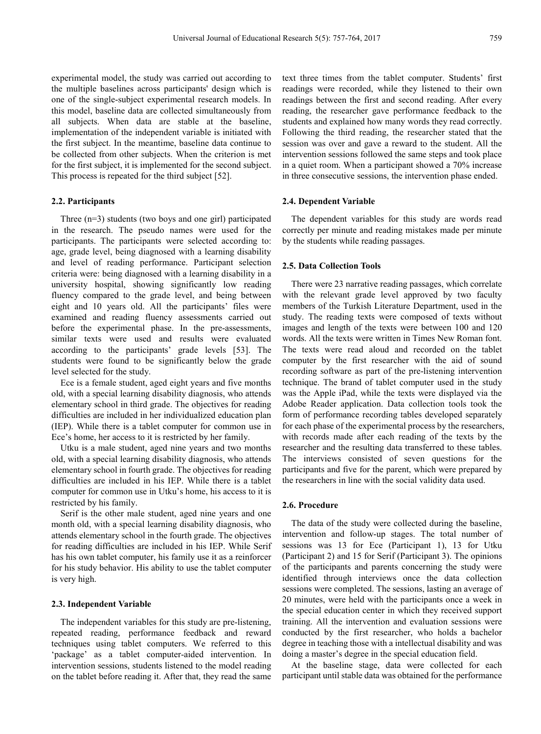experimental model, the study was carried out according to the multiple baselines across participants' design which is one of the single-subject experimental research models. In this model, baseline data are collected simultaneously from all subjects. When data are stable at the baseline, implementation of the independent variable is initiated with the first subject. In the meantime, baseline data continue to be collected from other subjects. When the criterion is met for the first subject, it is implemented for the second subject. This process is repeated for the third subject [52].

### 2.2. Participants

Three (n=3) students (two boys and one girl) participated in the research. The pseudo names were used for the participants. The participants were selected according to: age, grade level, being diagnosed with a learning disability and level of reading performance. Participant selection criteria were: being diagnosed with a learning disability in a university hospital, showing significantly low reading fluency compared to the grade level, and being between eight and 10 years old. All the participants' files were examined and reading fluency assessments carried out before the experimental phase. In the pre-assessments, similar texts were used and results were evaluated according to the participants' grade levels [53]. The students were found to be significantly below the grade level selected for the study.

Ece is a female student, aged eight years and five months old, with a special learning disability diagnosis, who attends elementary school in third grade. The objectives for reading difficulties are included in her individualized education plan (IEP). While there is a tablet computer for common use in Ece's home, her access to it is restricted by her family.

Utku is a male student, aged nine years and two months old, with a special learning disability diagnosis, who attends elementary school in fourth grade. The objectives for reading difficulties are included in his IEP. While there is a tablet computer for common use in Utku's home, his access to it is restricted by his family.

Serif is the other male student, aged nine years and one month old, with a special learning disability diagnosis, who attends elementary school in the fourth grade. The objectives for reading difficulties are included in his IEP. While Serif has his own tablet computer, his family use it as a reinforcer for his study behavior. His ability to use the tablet computer is very high.

### 2.3. Independent Variable

The independent variables for this study are pre-listening, repeated reading, performance feedback and reward techniques using tablet computers. We referred to this 'package' as a tablet computer-aided intervention. In intervention sessions, students listened to the model reading on the tablet before reading it. After that, they read the same text three times from the tablet computer. Students' first readings were recorded, while they listened to their own readings between the first and second reading. After every reading, the researcher gave performance feedback to the students and explained how many words they read correctly. Following the third reading, the researcher stated that the session was over and gave a reward to the student. All the intervention sessions followed the same steps and took place in a quiet room. When a participant showed a 70% increase in three consecutive sessions, the intervention phase ended.

### 2.4. Dependent Variable

The dependent variables for this study are words read correctly per minute and reading mistakes made per minute by the students while reading passages.

### 2.5. Data Collection Tools

There were 23 narrative reading passages, which correlate with the relevant grade level approved by two faculty members of the Turkish Literature Department, used in the study. The reading texts were composed of texts without images and length of the texts were between 100 and 120 words. All the texts were written in Times New Roman font. The texts were read aloud and recorded on the tablet computer by the first researcher with the aid of sound recording software as part of the pre-listening intervention technique. The brand of tablet computer used in the study was the Apple iPad, while the texts were displayed via the Adobe Reader application. Data collection tools took the form of performance recording tables developed separately for each phase of the experimental process by the researchers, with records made after each reading of the texts by the researcher and the resulting data transferred to these tables. The interviews consisted of seven questions for the participants and five for the parent, which were prepared by the researchers in line with the social validity data used.

### 2.6. Procedure

The data of the study were collected during the baseline, intervention and follow-up stages. The total number of sessions was 13 for Ece (Participant 1), 13 for Utku (Participant 2) and 15 for Serif (Participant 3). The opinions of the participants and parents concerning the study were identified through interviews once the data collection sessions were completed. The sessions, lasting an average of 20 minutes, were held with the participants once a week in the special education center in which they received support training. All the intervention and evaluation sessions were conducted by the first researcher, who holds a bachelor degree in teaching those with a intellectual disability and was doing a master's degree in the special education field.

At the baseline stage, data were collected for each participant until stable data was obtained for the performance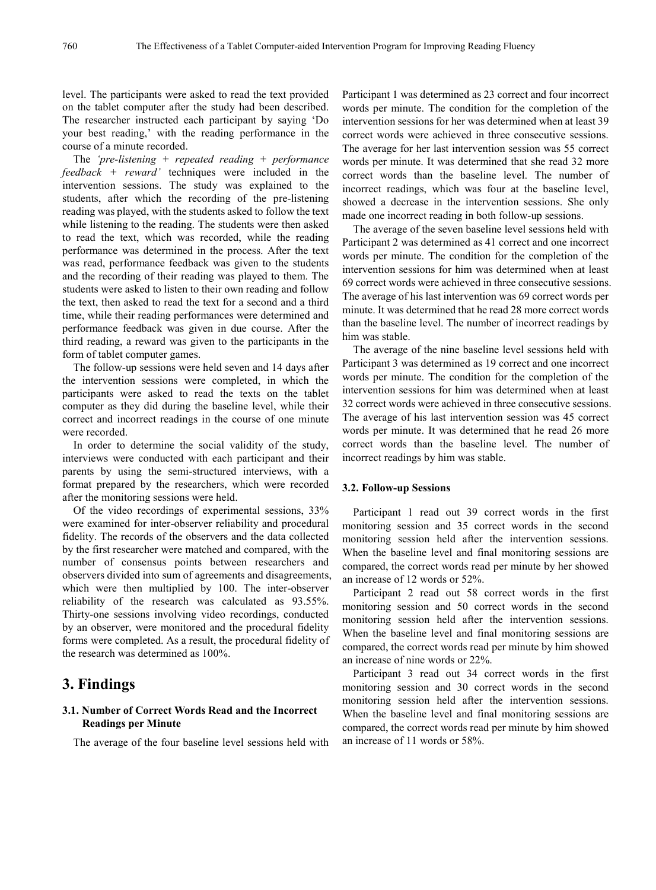level. The participants were asked to read the text provided on the tablet computer after the study had been described. The researcher instructed each participant by saying 'Do your best reading,' with the reading performance in the course of a minute recorded.

The *'pre-listening + repeated reading + performance feedback + reward'* techniques were included in the intervention sessions. The study was explained to the students, after which the recording of the pre-listening reading was played, with the students asked to follow the text while listening to the reading. The students were then asked to read the text, which was recorded, while the reading performance was determined in the process. After the text was read, performance feedback was given to the students and the recording of their reading was played to them. The students were asked to listen to their own reading and follow the text, then asked to read the text for a second and a third time, while their reading performances were determined and performance feedback was given in due course. After the third reading, a reward was given to the participants in the form of tablet computer games.

The follow-up sessions were held seven and 14 days after the intervention sessions were completed, in which the participants were asked to read the texts on the tablet computer as they did during the baseline level, while their correct and incorrect readings in the course of one minute were recorded.

In order to determine the social validity of the study, interviews were conducted with each participant and their parents by using the semi-structured interviews, with a format prepared by the researchers, which were recorded after the monitoring sessions were held.

Of the video recordings of experimental sessions, 33% were examined for inter-observer reliability and procedural fidelity. The records of the observers and the data collected by the first researcher were matched and compared, with the number of consensus points between researchers and observers divided into sum of agreements and disagreements, which were then multiplied by 100. The inter-observer reliability of the research was calculated as 93.55%. Thirty-one sessions involving video recordings, conducted by an observer, were monitored and the procedural fidelity forms were completed. As a result, the procedural fidelity of the research was determined as 100%.

# 3. Findings

## 3.1. Number of Correct Words Read and the Incorrect Readings per Minute

The average of the four baseline level sessions held with Participant 1 was determined as 23 correct and four incorrect words per minute. The condition for the completion of the intervention sessions for her was determined when at least 39 correct words were achieved in three consecutive sessions. The average for her last intervention session was 55 correct words per minute. It was determined that she read 32 more correct words than the baseline level. The number of incorrect readings, which was four at the baseline level, showed a decrease in the intervention sessions. She only made one incorrect reading in both follow-up sessions.

The average of the seven baseline level sessions held with Participant 2 was determined as 41 correct and one incorrect words per minute. The condition for the completion of the intervention sessions for him was determined when at least 69 correct words were achieved in three consecutive sessions. The average of his last intervention was 69 correct words per minute. It was determined that he read 28 more correct words than the baseline level. The number of incorrect readings by him was stable.

The average of the nine baseline level sessions held with Participant 3 was determined as 19 correct and one incorrect words per minute. The condition for the completion of the intervention sessions for him was determined when at least 32 correct words were achieved in three consecutive sessions. The average of his last intervention session was 45 correct words per minute. It was determined that he read 26 more correct words than the baseline level. The number of incorrect readings by him was stable.

## 3.2. Follow-up Sessions

Participant 1 read out 39 correct words in the first monitoring session and 35 correct words in the second monitoring session held after the intervention sessions. When the baseline level and final monitoring sessions are compared, the correct words read per minute by her showed an increase of 12 words or 52%.

Participant 2 read out 58 correct words in the first monitoring session and 50 correct words in the second monitoring session held after the intervention sessions. When the baseline level and final monitoring sessions are compared, the correct words read per minute by him showed an increase of nine words or 22%.

Participant 3 read out 34 correct words in the first monitoring session and 30 correct words in the second monitoring session held after the intervention sessions. When the baseline level and final monitoring sessions are compared, the correct words read per minute by him showed an increase of 11 words or 58%.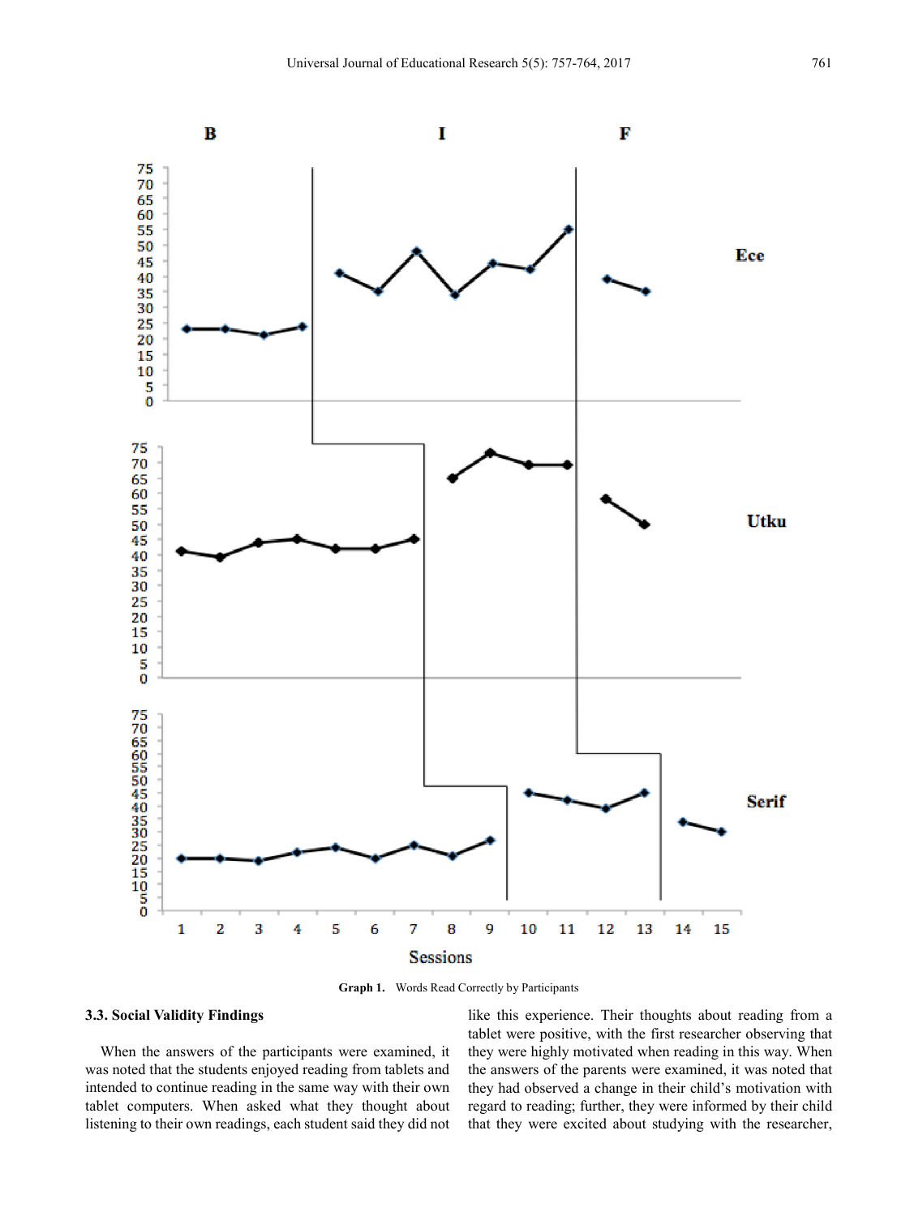**Graph 1.** Words Read Correctly by Participants

### 3.3. Social Validity Findings

When the answers of the participants were examined, it was noted that the students enjoyed reading from tablets and intended to continue reading in the same way with their own tablet computers. When asked what they thought about listening to their own readings, each student said they did not like this experience. Their thoughts about reading from a tablet were positive, with the first researcher observing that they were highly motivated when reading in this way. When the answers of the parents were examined, it was noted that they had observed a change in their child's motivation with regard to reading; further, they were informed by their child that they were excited about studying with the researcher,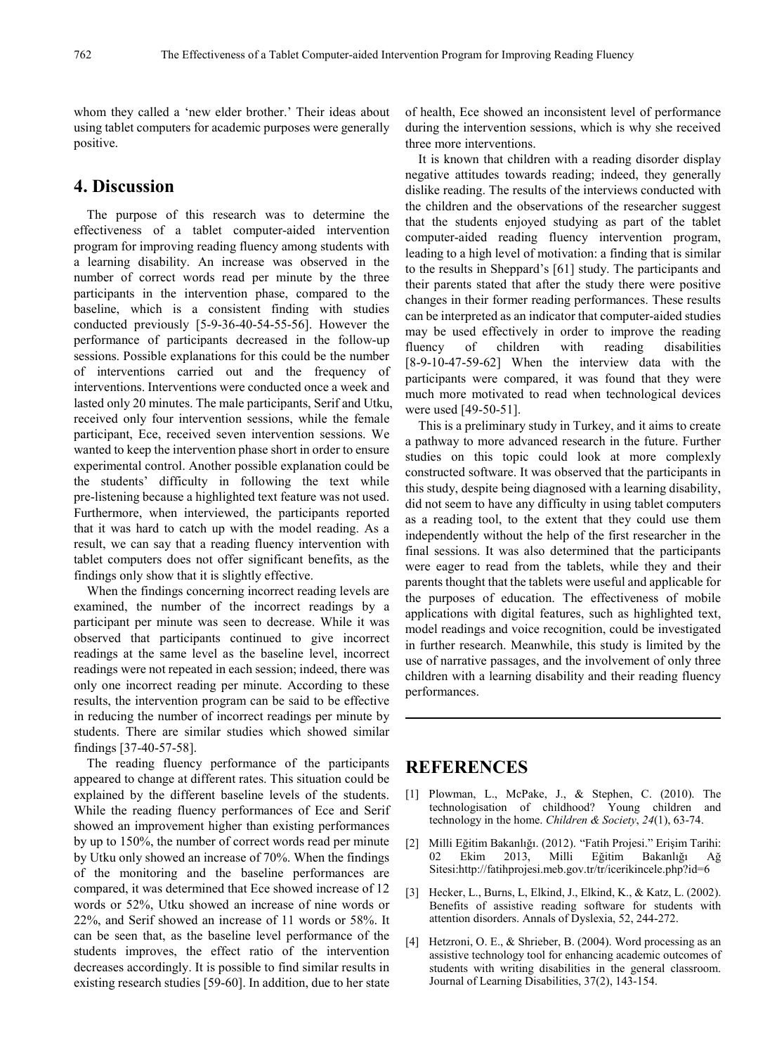whom they called a 'new elder brother.' Their ideas about using tablet computers for academic purposes were generally positive.

## 4. Discussion

The purpose of this research was to determine the effectiveness of a tablet computer-aided intervention program for improving reading fluency among students with a learning disability. An increase was observed in the number of correct words read per minute by the three participants in the intervention phase, compared to the baseline, which is a consistent finding with studies conducted previously [5-9-36-40-54-55-56]. However the performance of participants decreased in the follow-up sessions. Possible explanations for this could be the number of interventions carried out and the frequency of interventions. Interventions were conducted once a week and lasted only 20 minutes. The male participants, Serif and Utku, received only four intervention sessions, while the female participant, Ece, received seven intervention sessions. We wanted to keep the intervention phase short in order to ensure experimental control. Another possible explanation could be the students' difficulty in following the text while pre-listening because a highlighted text feature was not used. Furthermore, when interviewed, the participants reported that it was hard to catch up with the model reading. As a result, we can say that a reading fluency intervention with tablet computers does not offer significant benefits, as the findings only show that it is slightly effective.

When the findings concerning incorrect reading levels are examined, the number of the incorrect readings by a participant per minute was seen to decrease. While it was observed that participants continued to give incorrect readings at the same level as the baseline level, incorrect readings were not repeated in each session; indeed, there was only one incorrect reading per minute. According to these results, the intervention program can be said to be effective in reducing the number of incorrect readings per minute by students. There are similar studies which showed similar findings [37-40-57-58].

The reading fluency performance of the participants appeared to change at different rates. This situation could be explained by the different baseline levels of the students. While the reading fluency performances of Ece and Serif showed an improvement higher than existing performances by up to 150%, the number of correct words read per minute by Utku only showed an increase of 70%. When the findings of the monitoring and the baseline performances are compared, it was determined that Ece showed increase of 12 words or 52%, Utku showed an increase of nine words or 22%, and Serif showed an increase of 11 words or 58%. It can be seen that, as the baseline level performance of the students improves, the effect ratio of the intervention decreases accordingly. It is possible to find similar results in existing research studies [59-60]. In addition, due to her state of health, Ece showed an inconsistent level of performance during the intervention sessions, which is why she received three more interventions.

It is known that children with a reading disorder display negative attitudes towards reading; indeed, they generally dislike reading. The results of the interviews conducted with the children and the observations of the researcher suggest that the students enjoyed studying as part of the tablet computer-aided reading fluency intervention program, leading to a high level of motivation: a finding that is similar to the results in Sheppard's [61] study. The participants and their parents stated that after the study there were positive changes in their former reading performances. These results can be interpreted as an indicator that computer-aided studies may be used effectively in order to improve the reading fluency of children with reading disabilities [8-9-10-47-59-62] When the interview data with the participants were compared, it was found that they were much more motivated to read when technological devices were used [49-50-51].

This is a preliminary study in Turkey, and it aims to create a pathway to more advanced research in the future. Further studies on this topic could look at more complexly constructed software. It was observed that the participants in this study, despite being diagnosed with a learning disability, did not seem to have any difficulty in using tablet computers as a reading tool, to the extent that they could use them independently without the help of the first researcher in the final sessions. It was also determined that the participants were eager to read from the tablets, while they and their parents thought that the tablets were useful and applicable for the purposes of education. The effectiveness of mobile applications with digital features, such as highlighted text, model readings and voice recognition, could be investigated in further research. Meanwhile, this study is limited by the use of narrative passages, and the involvement of only three children with a learning disability and their reading fluency performances.

## REFERENCES

[1] Plowman, L., McPake, J., & Stephen, C. (2010). The technologisation of childhood? Young children and technology in the home. *Children & Society*, *24*(1), 63-74.

[2] Milli Eğitim Bakanlığı. (2012). "Fatih Projesi." Erişim Tarihi: 02 Ekim 2013, Milli Eğitim Bakanlığı Ağ Sitesi:http://fatihprojesi.meb.gov.tr/tr/icerikincele.php?id=6

[3] Hecker, L., Burns, L, Elkind, J., Elkind, K., & Katz, L. (2002). Benefits of assistive reading software for students with attention disorders. Annals of Dyslexia, 52, 244-272.

[4] Hetzroni, O. E., & Shrieber, B. (2004). Word processing as an assistive technology tool for enhancing academic outcomes of students with writing disabilities in the general classroom. Journal of Learning Disabilities, 37(2), 143-154.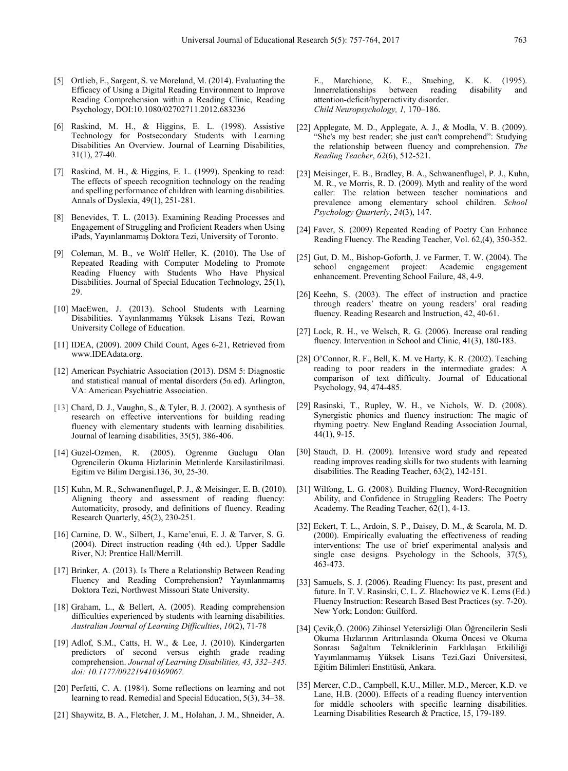[5] Ortlieb, E., Sargent, S. ve Moreland, M. (2014). Evaluating the Efficacy of Using a Digital Reading Environment to Improve Reading Comprehension within a Reading Clinic, Reading Psychology, DOI:10.1080/02702711.2012.683236

[6] Raskind, M. H., & Higgins, E. L. (1998). Assistive Technology for Postsecondary Students with Learning Disabilities An Overview. Journal of Learning Disabilities, 31(1), 27-40.

[7] Raskind, M. H., & Higgins, E. L. (1999). Speaking to read: The effects of speech recognition technology on the reading and spelling performance of children with learning disabilities. Annals of Dyslexia, 49(1), 251-281.

[8] Benevides, T. L. (2013). Examining Reading Processes and Engagement of Struggling and Proficient Readers when Using iPads, Yayınlanmamış Doktora Tezi, University of Toronto.

[9] Coleman, M. B., ve Wolff Heller, K. (2010). The Use of Repeated Reading with Computer Modeling to Promote Reading Fluency with Students Who Have Physical Disabilities. Journal of Special Education Technology, 25(1), 29.

[10] MacEwen, J. (2013). School Students with Learning Disabilities. Yayınlanmamış Yüksek Lisans Tezi, Rowan University College of Education.

[11] IDEA, (2009). 2009 Child Count, Ages 6-21, Retrieved from www.IDEAdata.org.

[12] American Psychiatric Association (2013). DSM 5: Diagnostic and statistical manual of mental disorders (5th ed). Arlington, VA: American Psychiatric Association.

[13] Chard, D. J., Vaughn, S., & Tyler, B. J. (2002). A synthesis of research on effective interventions for building reading fluency with elementary students with learning disabilities. Journal of learning disabilities, 35(5), 386-406.

[14] Guzel-Ozmen, R. (2005). Ogrenme Guclugu Olan Ogrencilerin Okuma Hizlarinin Metinlerde Karsilastirilmasi. Egitim ve Bilim Dergisi.136, 30, 25-30.

[15] Kuhn, M. R., Schwanenflugel, P. J., & Meisinger, E. B. (2010). Aligning theory and assessment of reading fluency: Automaticity, prosody, and definitions of fluency. Reading Research Quarterly, 45(2), 230-251.

[16] Carnine, D. W., Silbert, J., Kame'enui, E. J. & Tarver, S. G. (2004). Direct instruction reading (4th ed.). Upper Saddle River, NJ: Prentice Hall/Merrill.

[17] Brinker, A. (2013). Is There a Relationship Between Reading Fluency and Reading Comprehension? Yayınlanmamış Doktora Tezi, Northwest Missouri State University.

[18] Graham, L., & Bellert, A. (2005). Reading comprehension difficulties experienced by students with learning disabilities. *Australian Journal of Learning Difficulties*, *10*(2), 71-78

[19] Adlof, S.M., Catts, H. W., & Lee, J. (2010). Kindergarten predictors of second versus eighth grade reading comprehension. *Journal of Learning Disabilities, 43, 332–345. doi: 10.1177/002219410369067.*

[20] Perfetti, C. A. (1984). Some reflections on learning and not learning to read. Remedial and Special Education, 5(3), 34–38.

[21] Shaywitz, B. A., Fletcher, J. M., Holahan, J. M., Shneider, A. E., Marchione, K. E., Stuebing, K. K. (1995). Innerrelationships between reading disability and attention-deficit/hyperactivity disorder. *Child Neuropsychology, 1,* 170–186.

[22] Applegate, M. D., Applegate, A. J., & Modla, V. B. (2009). "She's my best reader; she just can't comprehend": Studying the relationship between fluency and comprehension. *The Reading Teacher*, *62*(6), 512-521.

[23] Meisinger, E. B., Bradley, B. A., Schwanenflugel, P. J., Kuhn, M. R., ve Morris, R. D. (2009). Myth and reality of the word caller: The relation between teacher nominations and prevalence among elementary school children. *School Psychology Quarterly*, *24*(3), 147.

[24] Faver, S. (2009) Repeated Reading of Poetry Can Enhance Reading Fluency. The Reading Teacher, Vol. 62,(4), 350-352.

[25] Gut, D. M., Bishop-Goforth, J. ve Farmer, T. W. (2004). The school engagement project: Academic engagement enhancement. Preventing School Failure, 48, 4-9.

[26] Keehn, S. (2003). The effect of instruction and practice through readers' theatre on young readers' oral reading fluency. Reading Research and Instruction, 42, 40-61.

[27] Lock, R. H., ve Welsch, R. G. (2006). Increase oral reading fluency. Intervention in School and Clinic, 41(3), 180-183.

[28] O'Connor, R. F., Bell, K. M. ve Harty, K. R. (2002). Teaching reading to poor readers in the intermediate grades: A comparison of text difficulty. Journal of Educational Psychology, 94, 474-485.

[29] Rasinski, T., Rupley, W. H., ve Nichols, W. D. (2008). Synergistic phonics and fluency instruction: The magic of rhyming poetry. New England Reading Association Journal, 44(1), 9-15.

[30] Staudt, D. H. (2009). Intensive word study and repeated reading improves reading skills for two students with learning disabilities. The Reading Teacher, 63(2), 142-151.

[31] Wilfong, L. G. (2008). Building Fluency, Word-Recognition Ability, and Confidence in Struggling Readers: The Poetry Academy. The Reading Teacher, 62(1), 4-13.

[32] Eckert, T. L., Ardoin, S. P., Daisey, D. M., & Scarola, M. D. (2000). Empirically evaluating the effectiveness of reading interventions: The use of brief experimental analysis and single case designs. Psychology in the Schools, 37(5), 463-473.

[33] Samuels, S. J. (2006). Reading Fluency: Its past, present and future. In T. V. Rasinski, C. L. Z. Blachowicz ve K. Lems (Ed.) Fluency Instruction: Research Based Best Practices (sy. 7-20). New York; London: Guilford.

[34] Çevik,Ö. (2006) Zihinsel Yetersizliği Olan Öğrencilerin Sesli Okuma Hızlarının Arttırılasında Okuma Öncesi ve Okuma Sonrası Sağaltım Tekniklerinin Farklılaşan Etkililiği Yayımlanmamış Yüksek Lisans Tezi.Gazi Üniversitesi, Eğitim Bilimleri Enstitüsü, Ankara.

[35] Mercer, C.D., Campbell, K.U., Miller, M.D., Mercer, K.D. ve Lane, H.B. (2000). Effects of a reading fluency intervention for middle schoolers with specific learning disabilities. Learning Disabilities Research & Practice, 15, 179-189.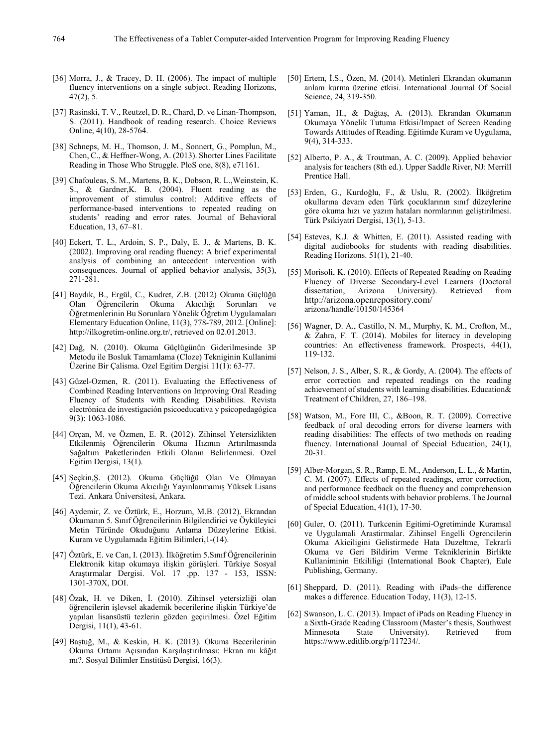[36] Morra, J., & Tracey, D. H. (2006). The impact of multiple fluency interventions on a single subject. Reading Horizons, 47(2), 5.

[37] Rasinski, T. V., Reutzel, D. R., Chard, D. ve Linan-Thompson, S. (2011). Handbook of reading research. Choice Reviews Online, 4(10), 28-5764.

[38] Schneps, M. H., Thomson, J. M., Sonnert, G., Pomplun, M., Chen, C., & Heffner-Wong, A. (2013). Shorter Lines Facilitate Reading in Those Who Struggle. PloS one, 8(8), e71161.

[39] Chafouleas, S. M., Martens, B. K., Dobson, R. L.,Weinstein, K. S., & Gardner,K. B. (2004). Fluent reading as the improvement of stimulus control: Additive effects of performance-based interventions to repeated reading on students' reading and error rates. Journal of Behavioral Education, 13, 67–81.

[40] Eckert, T. L., Ardoin, S. P., Daly, E. J., & Martens, B. K. (2002). Improving oral reading fluency: A brief experimental analysis of combining an antecedent intervention with consequences. Journal of applied behavior analysis, 35(3), 271-281.

[41] Baydık, B., Ergül, C., Kudret, Z.B. (2012) Okuma Güçlüğü Olan Öğrencilerin Okuma Akıcılığı Sorunları ve Öğretmenlerinin Bu Sorunlara Yönelik Öğretim Uygulamaları Elementary Education Online, 11(3), 778-789, 2012. [Online]: http://ilkogretim-online.org.tr/, retrieved on 02.01.2013.

[42] Dağ, N. (2010). Okuma Güçlügünün Giderilmesinde 3P Metodu ile Bosluk Tamamlama (Cloze) Tekniginin Kullanimi Üzerine Bir Çalisma. Ozel Egitim Dergisi 11(1): 63-77.

[43] Güzel-Ozmen, R. (2011). Evaluating the Effectiveness of Combined Reading Interventions on Improving Oral Reading Fluency of Students with Reading Disabilities. Revista electrónica de investigación psicoeducativa y psicopedagógica 9(3): 1063-1086.

[44] Orçan, M. ve Özmen, E. R. (2012). Zihinsel Yetersizlikten Etkilenmiş Öğrencilerin Okuma Hızının Artırılmasında Sağaltım Paketlerinden Etkili Olanın Belirlenmesi. Ozel Egitim Dergisi, 13(1).

[45] Seçkin,Ş. (2012). Okuma Güçlüğü Olan Ve Olmayan Öğrencilerin Okuma Akıcılığı Yayınlanmamış Yüksek Lisans Tezi. Ankara Üniversitesi, Ankara.

[46] Aydemir, Z. ve Öztürk, E., Horzum, M.B. (2012). Ekrandan Okumanın 5. Sınıf Öğrencilerinin Bilgilendirici ve Öyküleyici Metin Türünde Okuduğunu Anlama Düzeylerine Etkisi. Kuram ve Uygulamada Eğitim Bilimleri,1-(14).

[47] Öztürk, E. ve Can, I. (2013). İlköğretim 5.Sınıf Öğrencilerinin Elektronik kitap okumaya ilişkin görüşleri. Türkiye Sosyal Araştırmalar Dergisi. Vol. 17 ,pp. 137 - 153, ISSN: 1301-370X, DOI.

[48] Özak, H. ve Diken, İ. (2010). Zihinsel yetersizliği olan öğrencilerin işlevsel akademik becerilerine ilişkin Türkiye'de yapılan lisansüstü tezlerin gözden geçirilmesi. Özel Eğitim Dergisi, 11(1), 43-61.

[49] Baştuğ, M., & Keskin, H. K. (2013). Okuma Becerilerinin Okuma Ortamı Açısından Karşılaştırılması: Ekran mı kâğıt mı?. Sosyal Bilimler Enstitüsü Dergisi, 16(3).

[50] Ertem, İ.S., Özen, M. (2014). Metinleri Ekrandan okumanın anlam kurma üzerine etkisi. International Journal Of Social Science, 24, 319-350.

[51] Yaman, H., & Dağtaş, A. (2013). Ekrandan Okumanın Okumaya Yönelik Tutuma Etkisi/Impact of Screen Reading Towards Attitudes of Reading. Eğitimde Kuram ve Uygulama, 9(4), 314-333.

[52] Alberto, P. A., & Troutman, A. C. (2009). Applied behavior analysis for teachers (8th ed.). Upper Saddle River, NJ: Merrill Prentice Hall.

[53] Erden, G., Kurdoğlu, F., & Uslu, R. (2002). İlköğretim okullarına devam eden Türk çocuklarının sınıf düzeylerine göre okuma hızı ve yazım hataları normlarının geliştirilmesi. Türk Psikiyatri Dergisi, 13(1), 5-13.

[54] Esteves, K.J. & Whitten, E. (2011). Assisted reading with digital audiobooks for students with reading disabilities. Reading Horizons. 51(1), 21-40.

[55] Morisoli, K. (2010). Effects of Repeated Reading on Reading Fluency of Diverse Secondary-Level Learners (Doctoral dissertation, Arizona University). Retrieved from http://arizona.openrepository.com/arizona/handle/10150/145364

[56] Wagner, D. A., Castillo, N. M., Murphy, K. M., Crofton, M., & Zahra, F. T. (2014). Mobiles for literacy in developing countries: An effectiveness framework. Prospects, 44(1), 119-132.

[57] Nelson, J. S., Alber, S. R., & Gordy, A. (2004). The effects of error correction and repeated readings on the reading achievement of students with learning disabilities. Education& Treatment of Children, 27, 186–198.

[58] Watson, M., Fore III, C., &Boon, R. T. (2009). Corrective feedback of oral decoding errors for diverse learners with reading disabilities: The effects of two methods on reading fluency. International Journal of Special Education, 24(1), 20-31.

[59] Alber-Morgan, S. R., Ramp, E. M., Anderson, L. L., & Martin, C. M. (2007). Effects of repeated readings, error correction, and performance feedback on the fluency and comprehension of middle school students with behavior problems. The Journal of Special Education, 41(1), 17-30.

[60] Guler, O. (2011). Turkcenin Egitimi-Ogretiminde Kuramsal ve Uygulamali Arastirmalar. Zihinsel Engelli Ogrencilerin Okuma Akiciligini Gelistirmede Hata Duzeltme, Tekrarli Okuma ve Geri Bildirim Verme Tekniklerinin Birlikte Kullaniminin Etkililigi (International Book Chapter), Eule Publishing, Germany.

[61] Sheppard, D. (2011). Reading with iPads–the difference makes a difference. Education Today, 11(3), 12-15.

[62] Swanson, L. C. (2013). Impact of iPads on Reading Fluency in a Sixth-Grade Reading Classroom (Master's thesis, Southwest Minnesota State University). Retrieved from https://www.editlib.org/p/117234/.